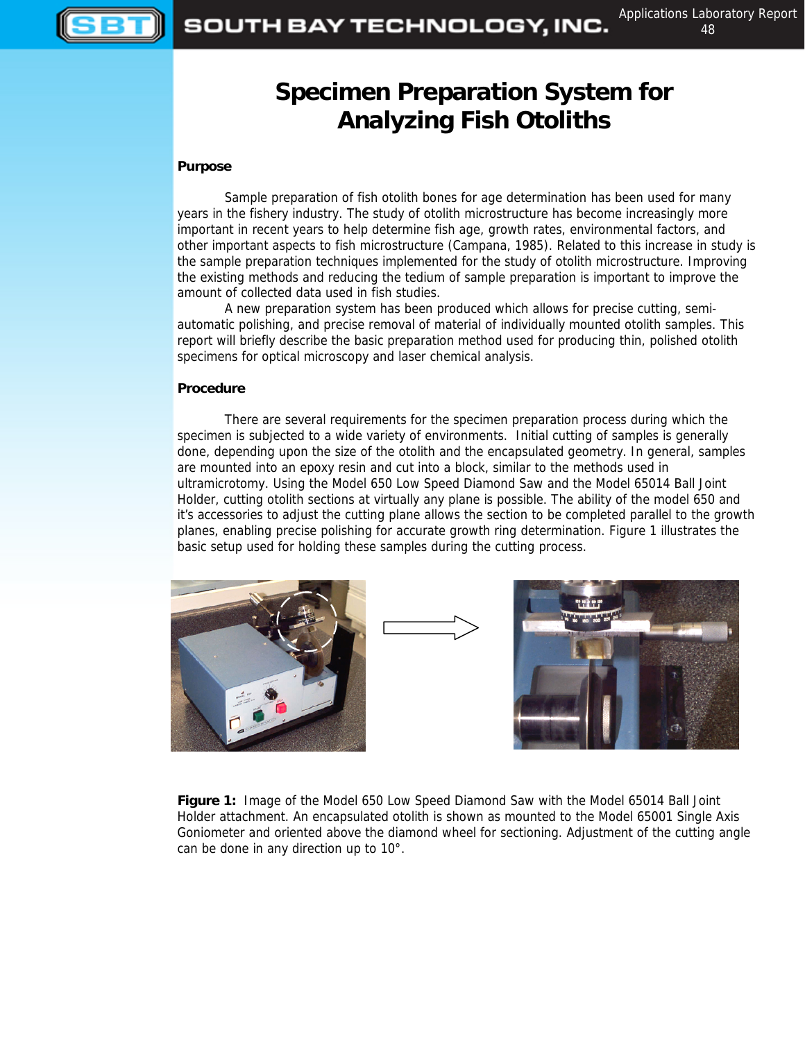# Specimen Preparation System for Analyzing Fish Otoliths

**Purpose**

Sample preparation of fish otolith bones for age determination has been used for many years in the fishery industry. The study of otolith microstructure has become increasingly more important in recent years to help determine fish age, growth rates, environmental factors, and other important aspects to fish microstructure (Campana, 1985). Related to this increase in study is the sample preparation techniques implemented for the study of otolith microstructure. Improving the existing methods and reducing the tedium of sample preparation is important to improve the amount of collected data used in fish studies.

A new preparation system has been produced which allows for precise cutting, semi-automatic polishing, and precise removal of material of individually mounted otolith samples. This report will briefly describe the basic preparation method used for producing thin, polished otolith specimens for optical microscopy and laser chemical analysis.

**Procedure**

There are several requirements for the specimen preparation process during which the specimen is subjected to a wide variety of environments. Initial cutting of samples is generally done, depending upon the size of the otolith and the encapsulated geometry. In general, samples are mounted into an epoxy resin and cut into a block, similar to the methods used in ultramicrotomy. Using the Model 650 Low Speed Diamond Saw and the Model 65014 Ball Joint Holder, cutting otolith sections at virtually any plane is possible. The ability of the model 650 and it's accessories to adjust the cutting plane allows the section to be completed parallel to the growth planes, enabling precise polishing for accurate growth ring determination. Figure 1 illustrates the basic setup used for holding these samples during the cutting process.

**Figure 1:** Image of the Model 650 Low Speed Diamond Saw with the Model 65014 Ball Joint Holder attachment. An encapsulated otolith is shown as mounted to the Model 65001 Single Axis Goniometer and oriented above the diamond wheel for sectioning. Adjustment of the cutting angle can be done in any direction up to 10°.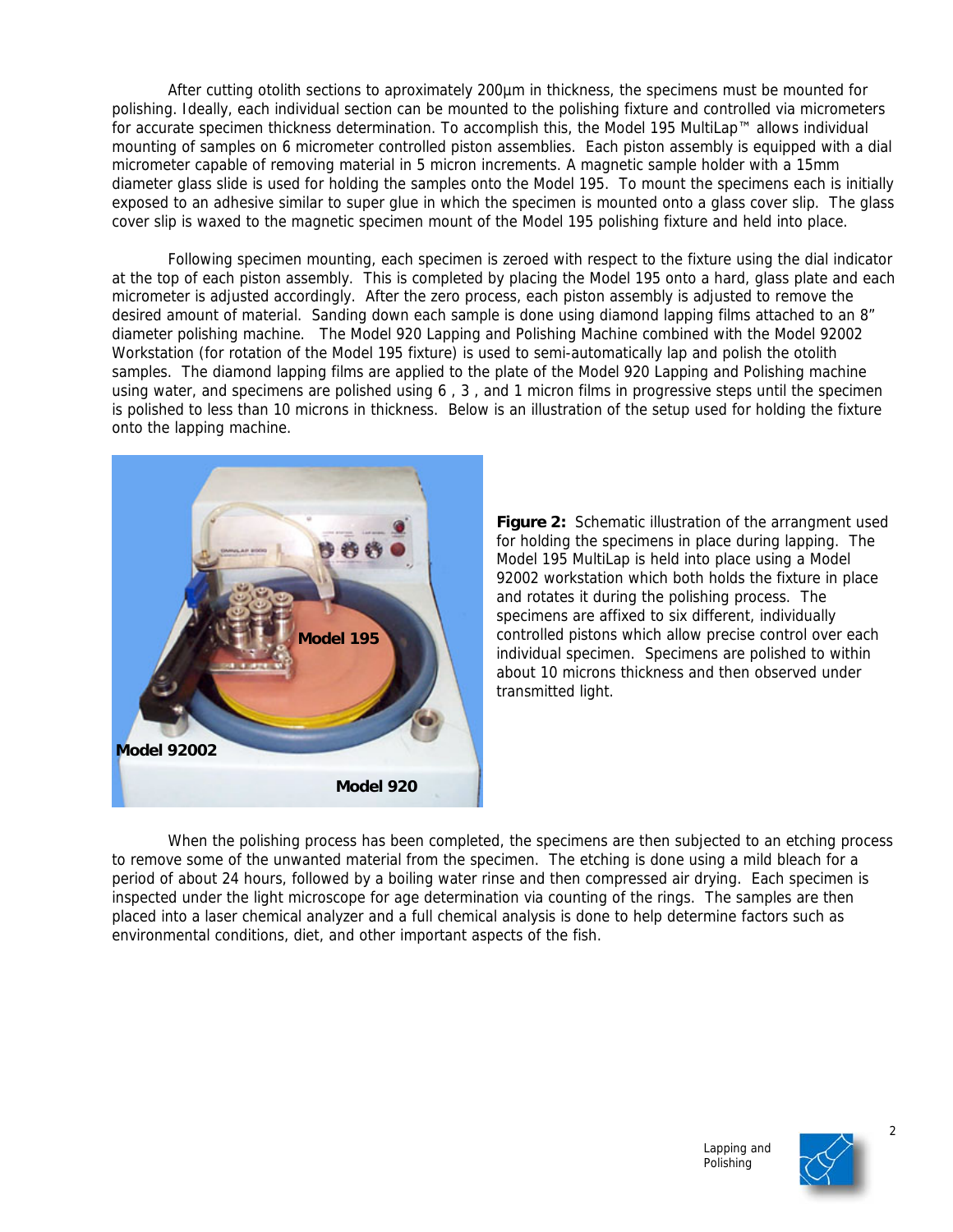After cutting otolith sections to aproximately 200µm in thickness, the specimens must be mounted for polishing. Ideally, each individual section can be mounted to the polishing fixture and controlled via micrometers for accurate specimen thickness determination. To accomplish this, the Model 195 MultiLap™ allows individual mounting of samples on 6 micrometer controlled piston assemblies. Each piston assembly is equipped with a dial micrometer capable of removing material in 5 micron increments. A magnetic sample holder with a 15mm diameter glass slide is used for holding the samples onto the Model 195. To mount the specimens each is initially exposed to an adhesive similar to super glue in which the specimen is mounted onto a glass cover slip. The glass cover slip is waxed to the magnetic specimen mount of the Model 195 polishing fixture and held into place.

Following specimen mounting, each specimen is zeroed with respect to the fixture using the dial indicator at the top of each piston assembly. This is completed by placing the Model 195 onto a hard, glass plate and each micrometer is adjusted accordingly. After the zero process, each piston assembly is adjusted to remove the desired amount of material. Sanding down each sample is done using diamond lapping films attached to an 8" diameter polishing machine. The Model 920 Lapping and Polishing Machine combined with the Model 92002 Workstation (for rotation of the Model 195 fixture) is used to semi-automatically lap and polish the otolith samples. The diamond lapping films are applied to the plate of the Model 920 Lapping and Polishing machine using water, and specimens are polished using 6 , 3 , and 1 micron films in progressive steps until the specimen is polished to less than 10 microns in thickness. Below is an illustration of the setup used for holding the fixture onto the lapping machine.

**Figure 2:** Schematic illustration of the arrangment used for holding the specimens in place during lapping. The Model 195 MultiLap is held into place using a Model 92002 workstation which both holds the fixture in place and rotates it during the polishing process. The specimens are affixed to six different, individually controlled pistons which allow precise control over each individual specimen. Specimens are polished to within about 10 microns thickness and then observed under transmitted light.

When the polishing process has been completed, the specimens are then subjected to an etching process to remove some of the unwanted material from the specimen. The etching is done using a mild bleach for a period of about 24 hours, followed by a boiling water rinse and then compressed air drying. Each specimen is inspected under the light microscope for age determination via counting of the rings. The samples are then placed into a laser chemical analyzer and a full chemical analysis is done to help determine factors such as environmental conditions, diet, and other important aspects of the fish.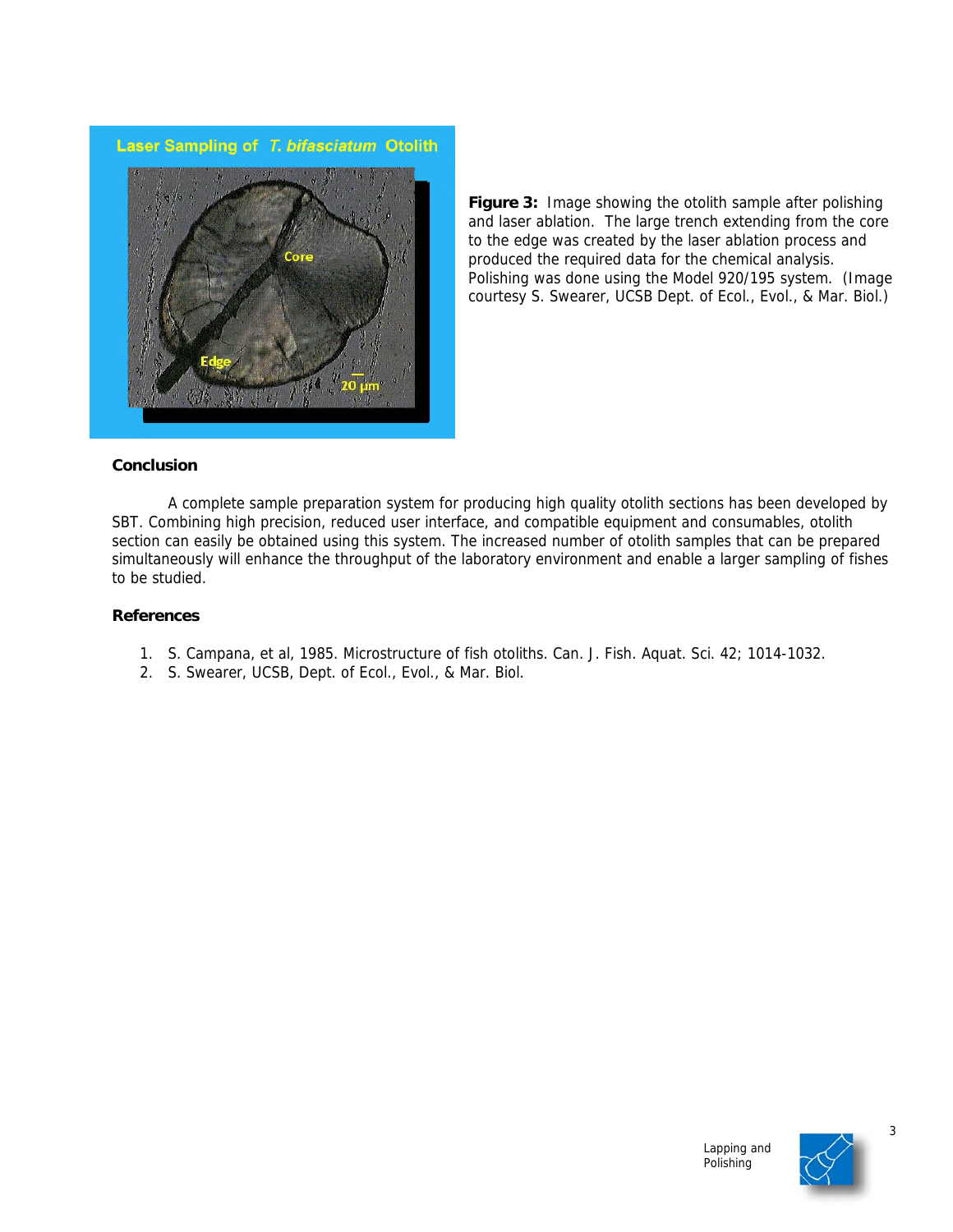**Figure 3:** Image showing the otolith sample after polishing and laser ablation. The large trench extending from the core to the edge was created by the laser ablation process and produced the required data for the chemical analysis. Polishing was done using the Model 920/195 system. (Image courtesy S. Swearer, UCSB Dept. of Ecol., Evol., & Mar. Biol.)

## Conclusion

A complete sample preparation system for producing high quality otolith sections has been developed by SBT. Combining high precision, reduced user interface, and compatible equipment and consumables, otolith section can easily be obtained using this system. The increased number of otolith samples that can be prepared simultaneously will enhance the throughput of the laboratory environment and enable a larger sampling of fishes to be studied.

## References

1. S. Campana, et al, 1985. Microstructure of fish otoliths. Can. J. Fish. Aquat. Sci. 42; 1014-1032.
2. S. Swearer, UCSB, Dept. of Ecol., Evol., & Mar. Biol.